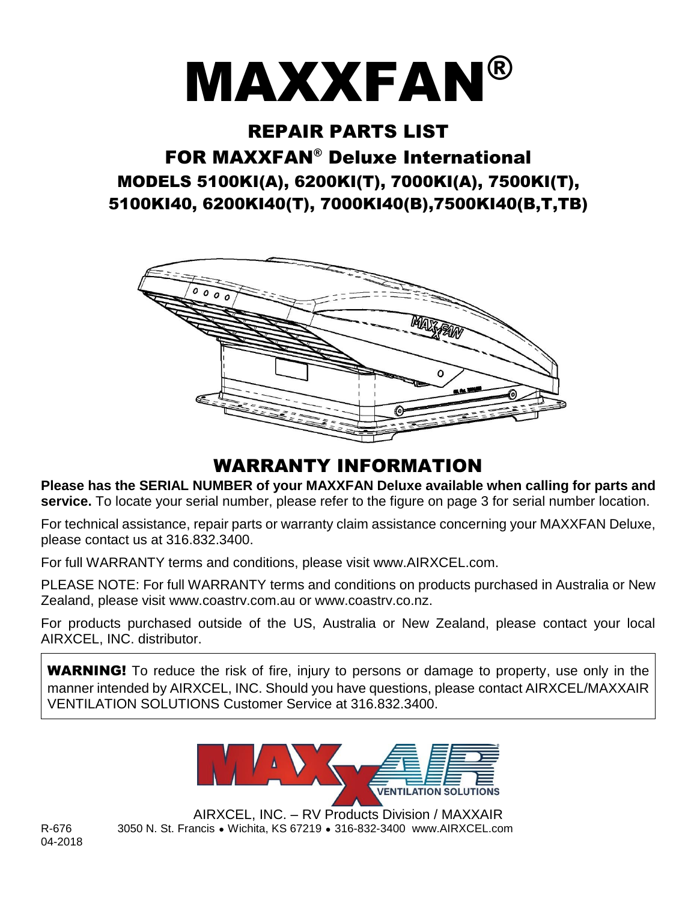# MAXXFAN®

## REPAIR PARTS LIST

## FOR MAXXFAN® Deluxe International

### MODELS 5100KI(A), 6200KI(T), 7000KI(A), 7500KI(T), 5100KI40, 6200KI40(T), 7000KI40(B),7500KI40(B,T,TB)

## WARRANTY INFORMATION

**Please has the SERIAL NUMBER of your MAXXFAN Deluxe available when calling for parts and service.** To locate your serial number, please refer to the figure on page 3 for serial number location.

For technical assistance, repair parts or warranty claim assistance concerning your MAXXFAN Deluxe, please contact us at 316.832.3400.

For full WARRANTY terms and conditions, please visit www.AIRXCEL.com.

PLEASE NOTE: For full WARRANTY terms and conditions on products purchased in Australia or New Zealand, please visit www.coastrv.com.au or www.coastrv.co.nz.

For products purchased outside of the US, Australia or New Zealand, please contact your local AIRXCEL, INC. distributor.

**WARNING!** To reduce the risk of fire, injury to persons or damage to property, use only in the manner intended by AIRXCEL, INC. Should you have questions, please contact AIRXCEL/MAXXAIR VENTILATION SOLUTIONS Customer Service at 316.832.3400.

MAXXAIR VENTILATION SOLUTIONS

AIRXCEL, INC. – RV Products Division / MAXXAIR
3050 N. St. Francis • Wichita, KS 67219 • 316-832-3400 www.AIRXCEL.com

R-676
04-2018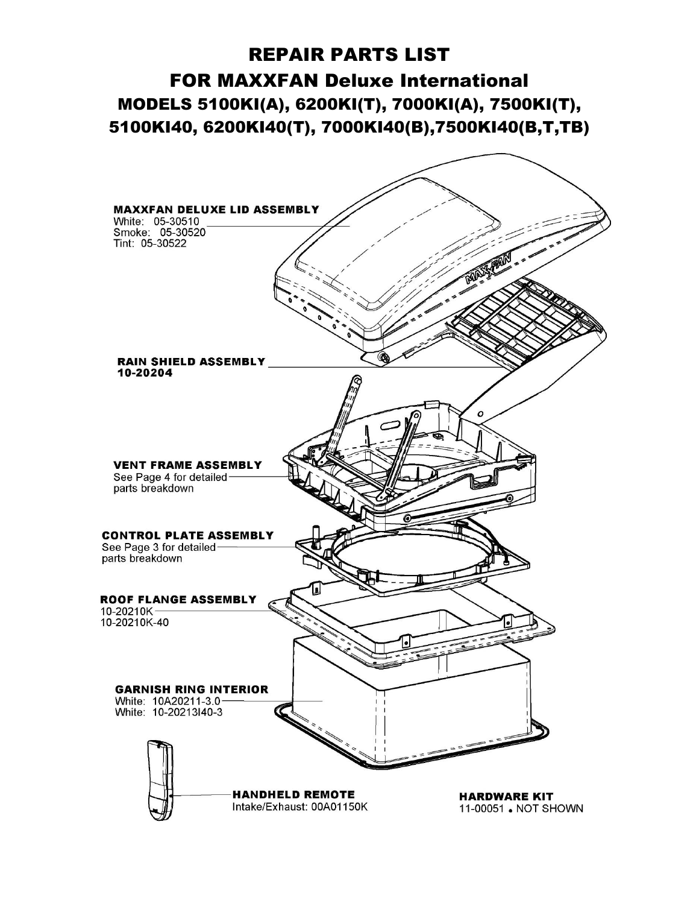# REPAIR PARTS LIST

## FOR MAXXFAN Deluxe International

### MODELS 5100KI(A), 6200KI(T), 7000KI(A), 7500KI(T), 5100KI40, 6200KI40(T), 7000KI40(B),7500KI40(B,T,TB)

**MAXXFAN DELUXE LID ASSEMBLY**
White: 05-30510
Smoke: 05-30520
Tint: 05-30522

**RAIN SHIELD ASSEMBLY**
10-20204

**VENT FRAME ASSEMBLY**
See Page 4 for detailed parts breakdown

**CONTROL PLATE ASSEMBLY**
See Page 3 for detailed parts breakdown

**ROOF FLANGE ASSEMBLY**
10-20210K
10-20210K-40

**GARNISH RING INTERIOR**
White: 10A20211-3.0
White: 10-20213I40-3

**HANDHELD REMOTE**
Intake/Exhaust: 00A01150K

**HARDWARE KIT**
11-00051 • NOT SHOWN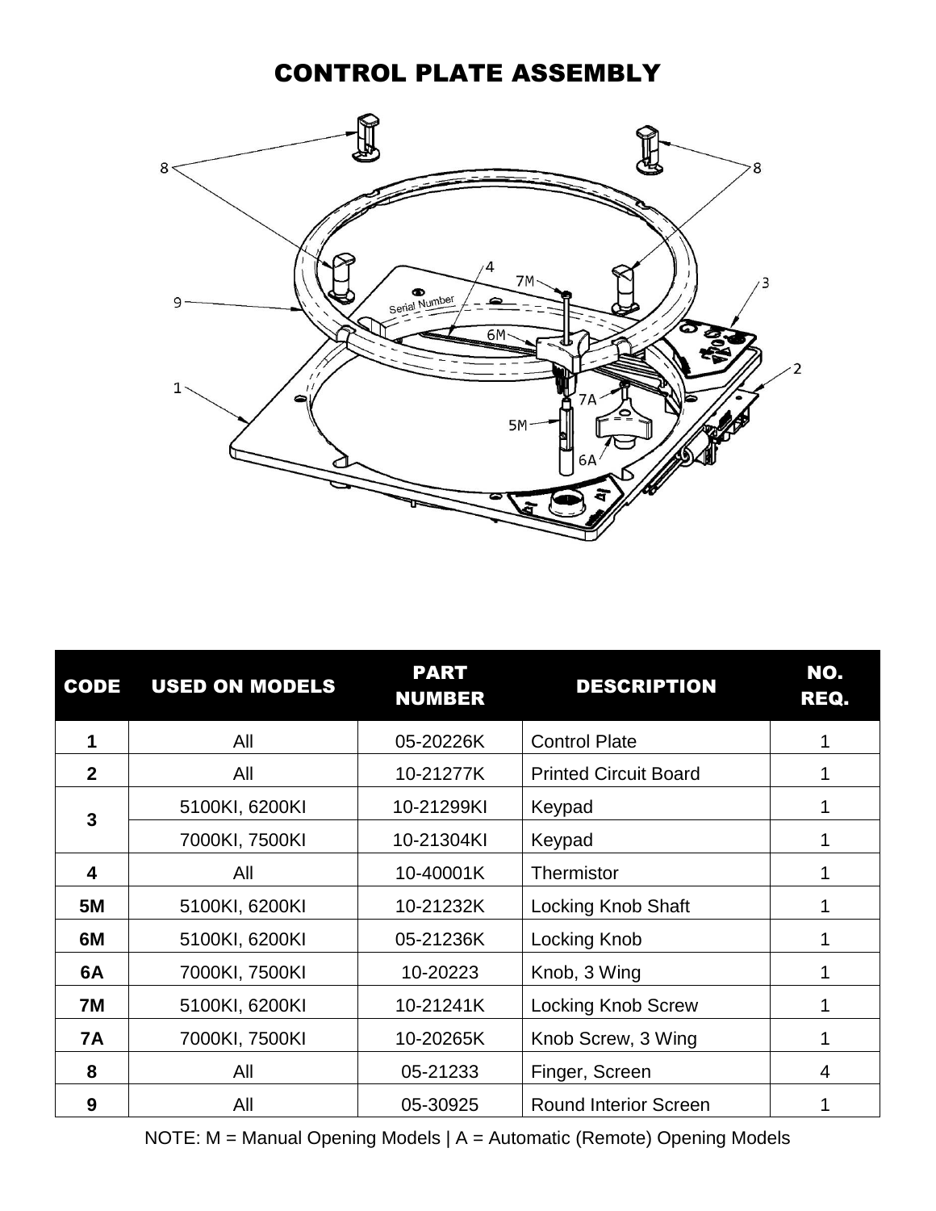# CONTROL PLATE ASSEMBLY

| CODE | USED ON MODELS | PART NUMBER | DESCRIPTION | NO. REQ. |
|---|---|---|---|---|
| 1 | All | 05-20226K | Control Plate | 1 |
| 2 | All | 10-21277K | Printed Circuit Board | 1 |
| 3 | 5100KI, 6200KI | 10-21299KI | Keypad | 1 |
| | 7000KI, 7500KI | 10-21304KI | Keypad | 1 |
| 4 | All | 10-40001K | Thermistor | 1 |
| 5M | 5100KI, 6200KI | 10-21232K | Locking Knob Shaft | 1 |
| 6M | 5100KI, 6200KI | 05-21236K | Locking Knob | 1 |
| 6A | 7000KI, 7500KI | 10-20223 | Knob, 3 Wing | 1 |
| 7M | 5100KI, 6200KI | 10-21241K | Locking Knob Screw | 1 |
| 7A | 7000KI, 7500KI | 10-20265K | Knob Screw, 3 Wing | 1 |
| 8 | All | 05-21233 | Finger, Screen | 4 |
| 9 | All | 05-30925 | Round Interior Screen | 1 |

NOTE: M = Manual Opening Models | A = Automatic (Remote) Opening Models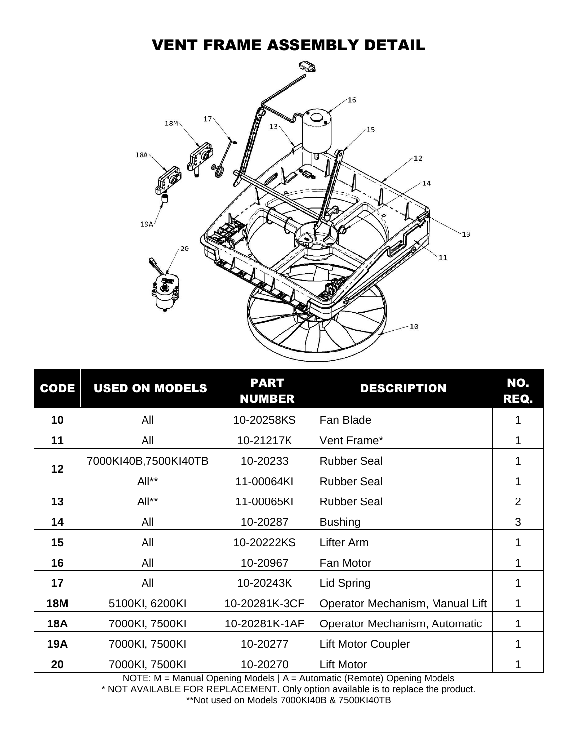# VENT FRAME ASSEMBLY DETAIL

16
18M
17
13
15
12
18A
14
19A
13
20
11
10

| CODE | USED ON MODELS | PART NUMBER | DESCRIPTION | NO. REQ. |
|---|---|---|---|---|
| 10 | All | 10-20258KS | Fan Blade | 1 |
| 11 | All | 10-21217K | Vent Frame* | 1 |
| 12 | 7000KI40B,7500KI40TB | 10-20233 | Rubber Seal | 1 |
| | All** | 11-00064KI | Rubber Seal | 1 |
| 13 | All** | 11-00065KI | Rubber Seal | 2 |
| 14 | All | 10-20287 | Bushing | 3 |
| 15 | All | 10-20222KS | Lifter Arm | 1 |
| 16 | All | 10-20967 | Fan Motor | 1 |
| 17 | All | 10-20243K | Lid Spring | 1 |
| 18M | 5100KI, 6200KI | 10-20281K-3CF | Operator Mechanism, Manual Lift | 1 |
| 18A | 7000KI, 7500KI | 10-20281K-1AF | Operator Mechanism, Automatic | 1 |
| 19A | 7000KI, 7500KI | 10-20277 | Lift Motor Coupler | 1 |
| 20 | 7000KI, 7500KI | 10-20270 | Lift Motor | 1 |

NOTE: M = Manual Opening Models | A = Automatic (Remote) Opening Models

* NOT AVAILABLE FOR REPLACEMENT. Only option available is to replace the product.

**Not used on Models 7000KI40B & 7500KI40TB